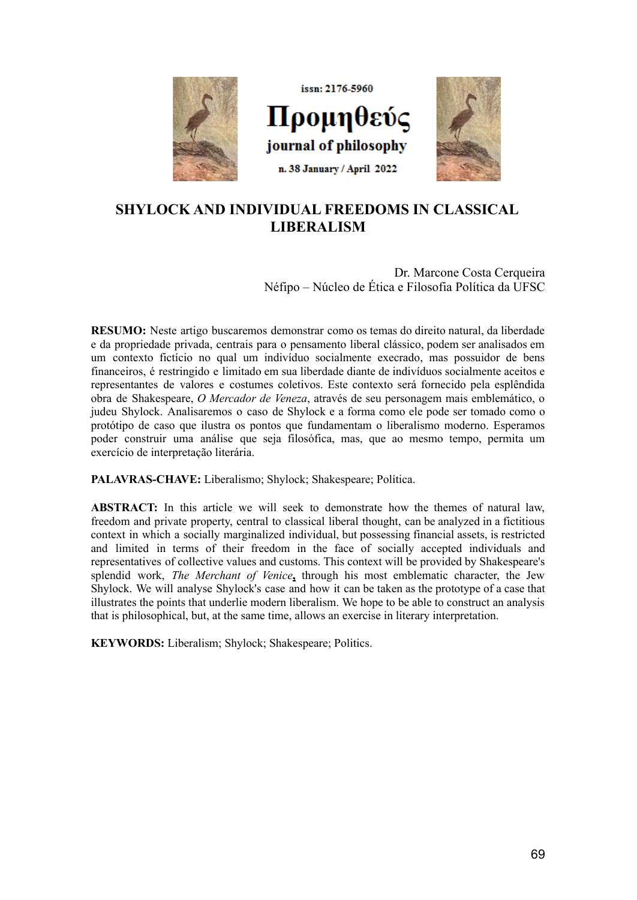issn: 2176-5960

Προμηθεύς

journal of philosophy

n. 38 January / April 2022

# SHYLOCK AND INDIVIDUAL FREEDOMS IN CLASSICAL LIBERALISM

Dr. Marcone Costa Cerqueira
Néfipo – Núcleo de Ética e Filosofia Política da UFSC

**RESUMO:** Neste artigo buscaremos demonstrar como os temas do direito natural, da liberdade e da propriedade privada, centrais para o pensamento liberal clássico, podem ser analisados em um contexto fictício no qual um indivíduo socialmente execrado, mas possuidor de bens financeiros, é restringido e limitado em sua liberdade diante de indivíduos socialmente aceitos e representantes de valores e costumes coletivos. Este contexto será fornecido pela esplêndida obra de Shakespeare, *O Mercador de Veneza*, através de seu personagem mais emblemático, o judeu Shylock. Analisaremos o caso de Shylock e a forma como ele pode ser tomado como o protótipo de caso que ilustra os pontos que fundamentam o liberalismo moderno. Esperamos poder construir uma análise que seja filosófica, mas, que ao mesmo tempo, permita um exercício de interpretação literária.

**PALAVRAS-CHAVE:** Liberalismo; Shylock; Shakespeare; Política.

**ABSTRACT:** In this article we will seek to demonstrate how the themes of natural law, freedom and private property, central to classical liberal thought, can be analyzed in a fictitious context in which a socially marginalized individual, but possessing financial assets, is restricted and limited in terms of their freedom in the face of socially accepted individuals and representatives of collective values and customs. This context will be provided by Shakespeare's splendid work, *The Merchant of Venice*, through his most emblematic character, the Jew Shylock. We will analyse Shylock's case and how it can be taken as the prototype of a case that illustrates the points that underlie modern liberalism. We hope to be able to construct an analysis that is philosophical, but, at the same time, allows an exercise in literary interpretation.

**KEYWORDS:** Liberalism; Shylock; Shakespeare; Politics.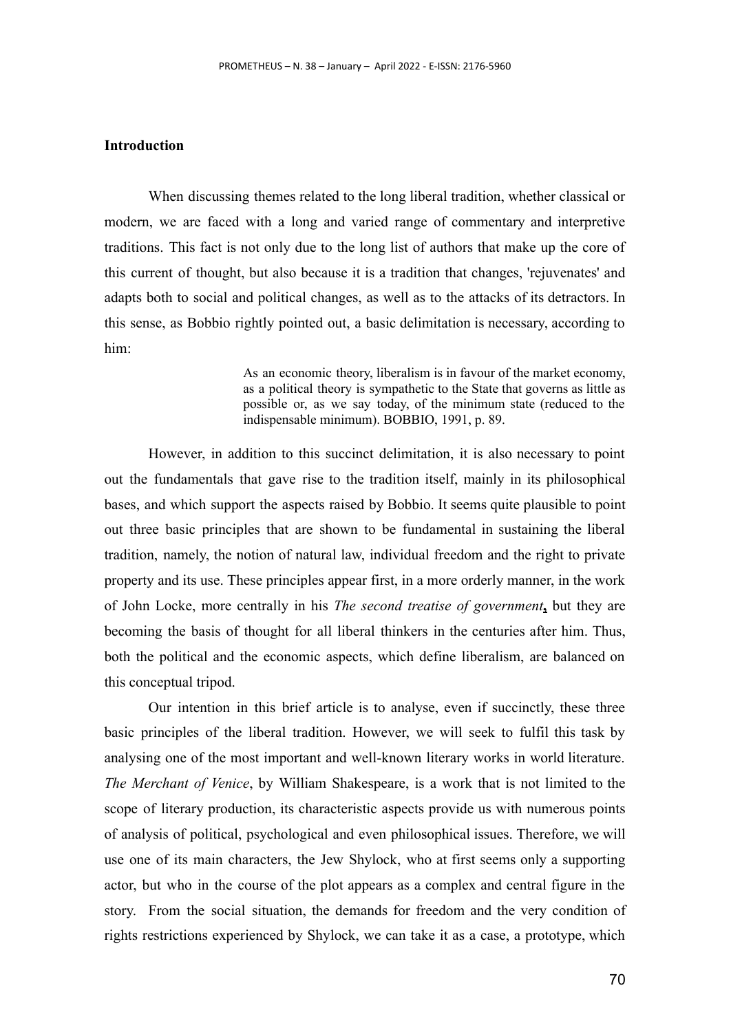## Introduction

When discussing themes related to the long liberal tradition, whether classical or modern, we are faced with a long and varied range of commentary and interpretive traditions. This fact is not only due to the long list of authors that make up the core of this current of thought, but also because it is a tradition that changes, 'rejuvenates' and adapts both to social and political changes, as well as to the attacks of its detractors. In this sense, as Bobbio rightly pointed out, a basic delimitation is necessary, according to him:

> As an economic theory, liberalism is in favour of the market economy, as a political theory is sympathetic to the State that governs as little as possible or, as we say today, of the minimum state (reduced to the indispensable minimum). BOBBIO, 1991, p. 89.

However, in addition to this succinct delimitation, it is also necessary to point out the fundamentals that gave rise to the tradition itself, mainly in its philosophical bases, and which support the aspects raised by Bobbio. It seems quite plausible to point out three basic principles that are shown to be fundamental in sustaining the liberal tradition, namely, the notion of natural law, individual freedom and the right to private property and its use. These principles appear first, in a more orderly manner, in the work of John Locke, more centrally in his *The second treatise of government*, but they are becoming the basis of thought for all liberal thinkers in the centuries after him. Thus, both the political and the economic aspects, which define liberalism, are balanced on this conceptual tripod.

Our intention in this brief article is to analyse, even if succinctly, these three basic principles of the liberal tradition. However, we will seek to fulfil this task by analysing one of the most important and well-known literary works in world literature. *The Merchant of Venice*, by William Shakespeare, is a work that is not limited to the scope of literary production, its characteristic aspects provide us with numerous points of analysis of political, psychological and even philosophical issues. Therefore, we will use one of its main characters, the Jew Shylock, who at first seems only a supporting actor, but who in the course of the plot appears as a complex and central figure in the story. From the social situation, the demands for freedom and the very condition of rights restrictions experienced by Shylock, we can take it as a case, a prototype, which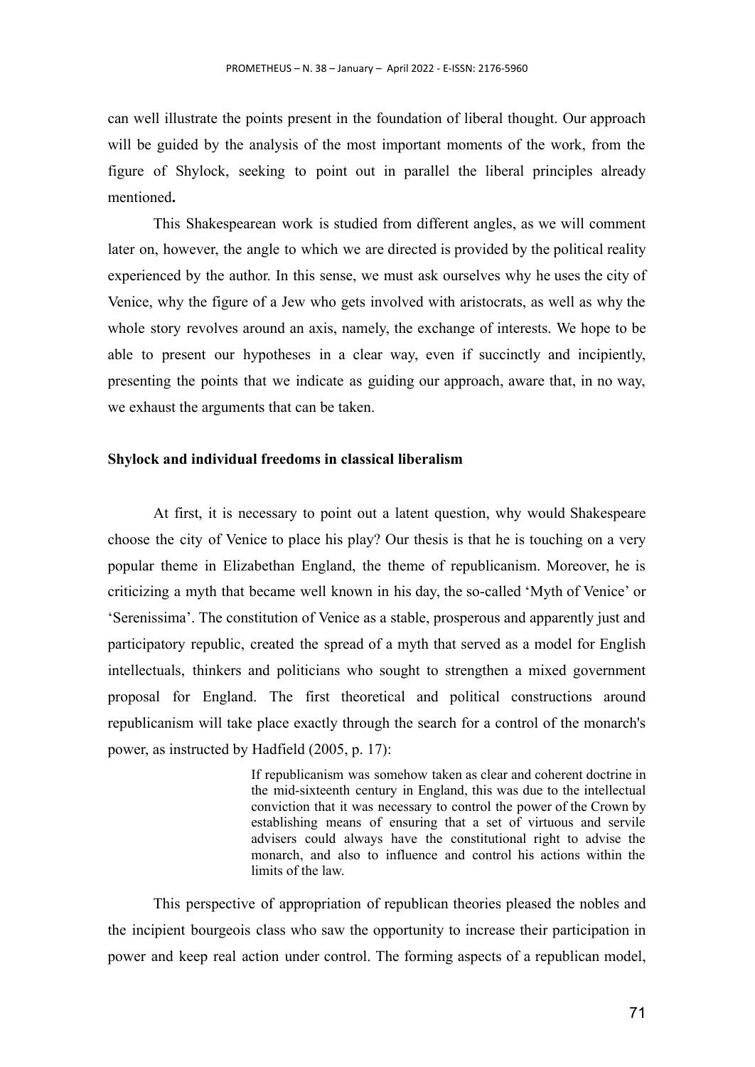can well illustrate the points present in the foundation of liberal thought. Our approach will be guided by the analysis of the most important moments of the work, from the figure of Shylock, seeking to point out in parallel the liberal principles already mentioned**.**

This Shakespearean work is studied from different angles, as we will comment later on, however, the angle to which we are directed is provided by the political reality experienced by the author. In this sense, we must ask ourselves why he uses the city of Venice, why the figure of a Jew who gets involved with aristocrats, as well as why the whole story revolves around an axis, namely, the exchange of interests. We hope to be able to present our hypotheses in a clear way, even if succinctly and incipiently, presenting the points that we indicate as guiding our approach, aware that, in no way, we exhaust the arguments that can be taken.

## Shylock and individual freedoms in classical liberalism

At first, it is necessary to point out a latent question, why would Shakespeare choose the city of Venice to place his play? Our thesis is that he is touching on a very popular theme in Elizabethan England, the theme of republicanism. Moreover, he is criticizing a myth that became well known in his day, the so-called 'Myth of Venice' or 'Serenissima'. The constitution of Venice as a stable, prosperous and apparently just and participatory republic, created the spread of a myth that served as a model for English intellectuals, thinkers and politicians who sought to strengthen a mixed government proposal for England. The first theoretical and political constructions around republicanism will take place exactly through the search for a control of the monarch's power, as instructed by Hadfield (2005, p. 17):

> If republicanism was somehow taken as clear and coherent doctrine in the mid-sixteenth century in England, this was due to the intellectual conviction that it was necessary to control the power of the Crown by establishing means of ensuring that a set of virtuous and servile advisers could always have the constitutional right to advise the monarch, and also to influence and control his actions within the limits of the law.

This perspective of appropriation of republican theories pleased the nobles and the incipient bourgeois class who saw the opportunity to increase their participation in power and keep real action under control. The forming aspects of a republican model,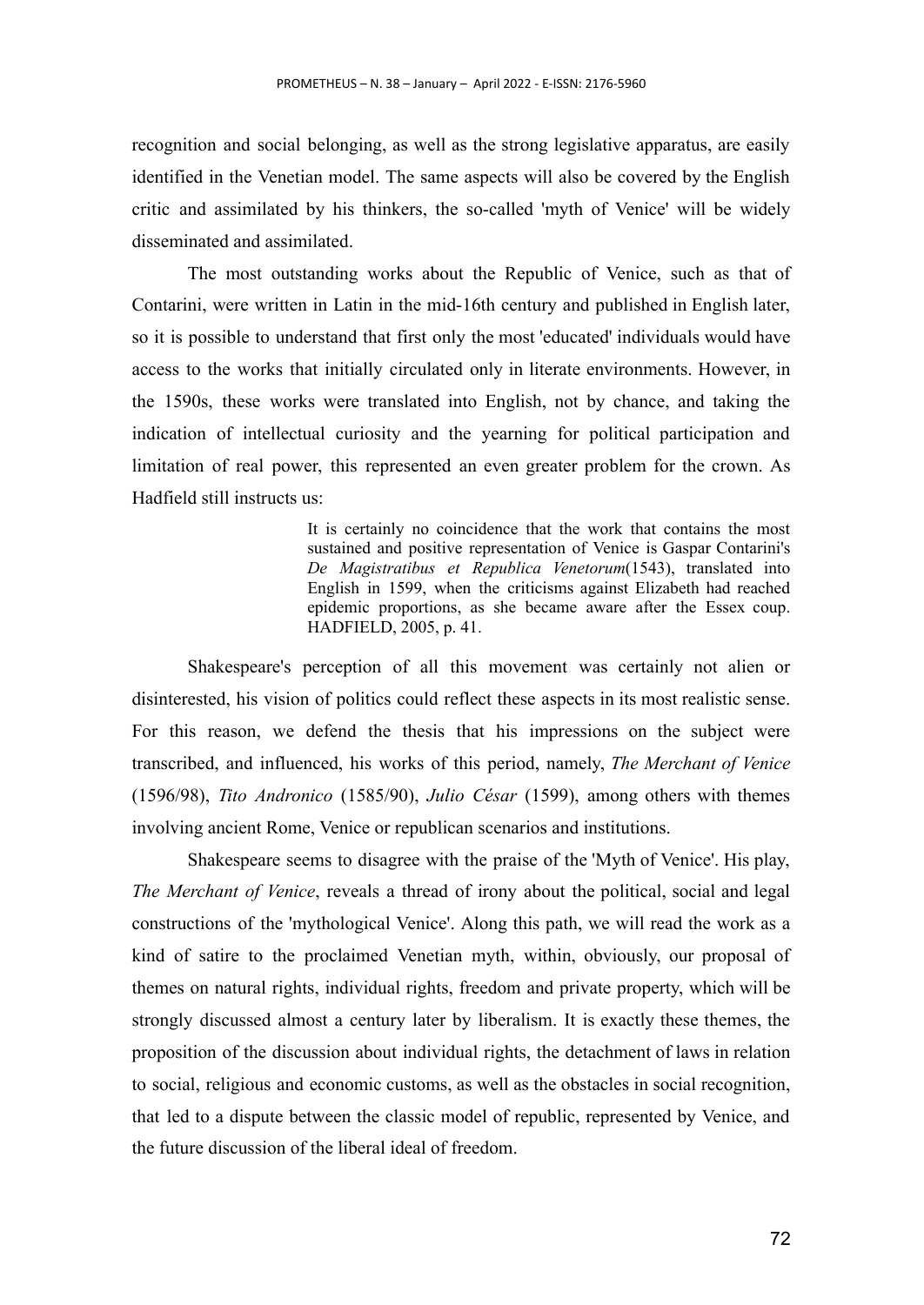recognition and social belonging, as well as the strong legislative apparatus, are easily identified in the Venetian model. The same aspects will also be covered by the English critic and assimilated by his thinkers, the so-called 'myth of Venice' will be widely disseminated and assimilated.

The most outstanding works about the Republic of Venice, such as that of Contarini, were written in Latin in the mid-16th century and published in English later, so it is possible to understand that first only the most 'educated' individuals would have access to the works that initially circulated only in literate environments. However, in the 1590s, these works were translated into English, not by chance, and taking the indication of intellectual curiosity and the yearning for political participation and limitation of real power, this represented an even greater problem for the crown. As Hadfield still instructs us:

> It is certainly no coincidence that the work that contains the most sustained and positive representation of Venice is Gaspar Contarini's *De Magistratibus et Republica Venetorum*(1543), translated into English in 1599, when the criticisms against Elizabeth had reached epidemic proportions, as she became aware after the Essex coup. HADFIELD, 2005, p. 41.

Shakespeare's perception of all this movement was certainly not alien or disinterested, his vision of politics could reflect these aspects in its most realistic sense. For this reason, we defend the thesis that his impressions on the subject were transcribed, and influenced, his works of this period, namely, *The Merchant of Venice* (1596/98), *Tito Andronico* (1585/90), *Julio César* (1599), among others with themes involving ancient Rome, Venice or republican scenarios and institutions.

Shakespeare seems to disagree with the praise of the 'Myth of Venice'. His play, *The Merchant of Venice*, reveals a thread of irony about the political, social and legal constructions of the 'mythological Venice'. Along this path, we will read the work as a kind of satire to the proclaimed Venetian myth, within, obviously, our proposal of themes on natural rights, individual rights, freedom and private property, which will be strongly discussed almost a century later by liberalism. It is exactly these themes, the proposition of the discussion about individual rights, the detachment of laws in relation to social, religious and economic customs, as well as the obstacles in social recognition, that led to a dispute between the classic model of republic, represented by Venice, and the future discussion of the liberal ideal of freedom.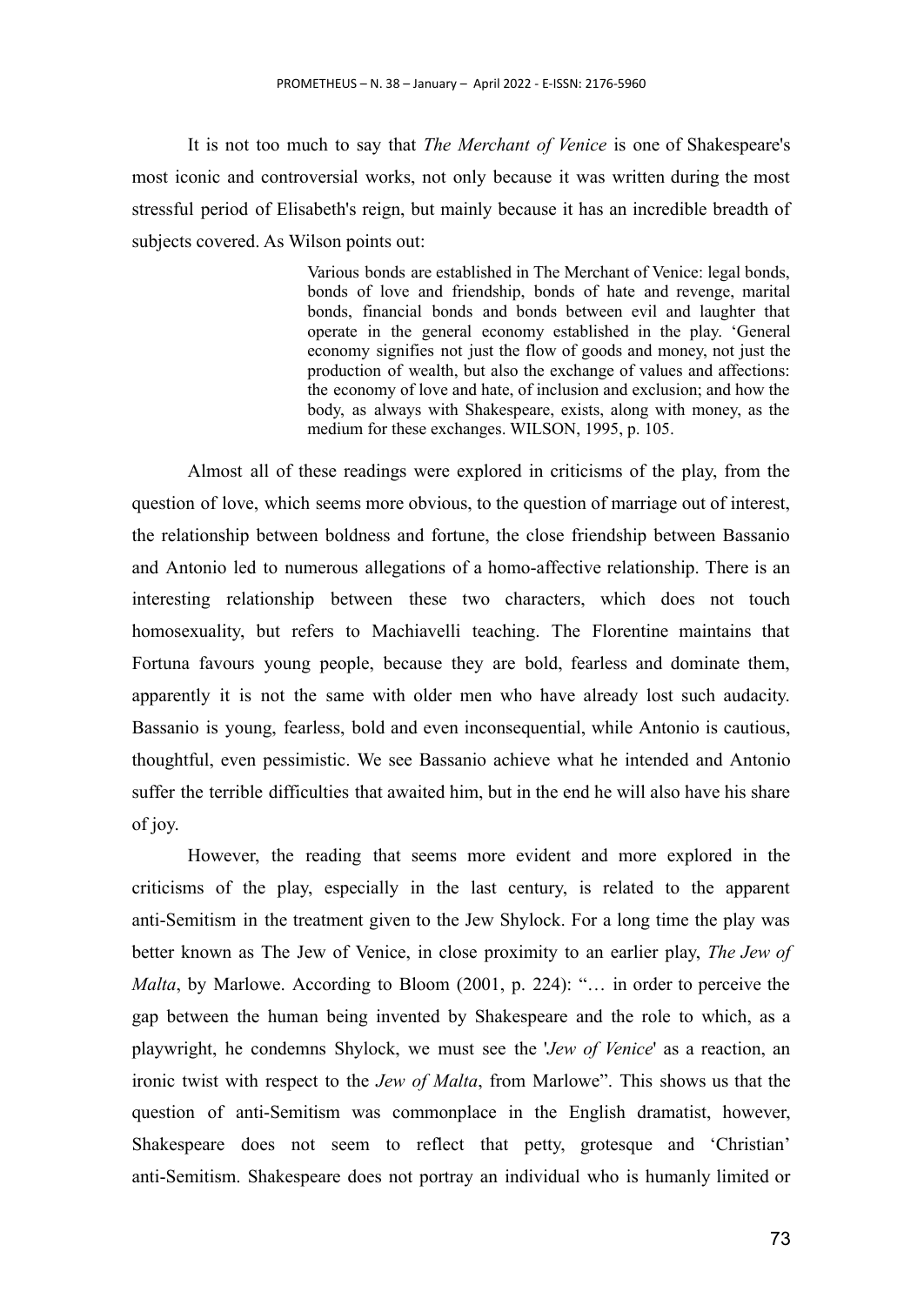It is not too much to say that *The Merchant of Venice* is one of Shakespeare's most iconic and controversial works, not only because it was written during the most stressful period of Elisabeth's reign, but mainly because it has an incredible breadth of subjects covered. As Wilson points out:

> Various bonds are established in The Merchant of Venice: legal bonds, bonds of love and friendship, bonds of hate and revenge, marital bonds, financial bonds and bonds between evil and laughter that operate in the general economy established in the play. 'General economy signifies not just the flow of goods and money, not just the production of wealth, but also the exchange of values and affections: the economy of love and hate, of inclusion and exclusion; and how the body, as always with Shakespeare, exists, along with money, as the medium for these exchanges. WILSON, 1995, p. 105.

Almost all of these readings were explored in criticisms of the play, from the question of love, which seems more obvious, to the question of marriage out of interest, the relationship between boldness and fortune, the close friendship between Bassanio and Antonio led to numerous allegations of a homo-affective relationship. There is an interesting relationship between these two characters, which does not touch homosexuality, but refers to Machiavelli teaching. The Florentine maintains that Fortuna favours young people, because they are bold, fearless and dominate them, apparently it is not the same with older men who have already lost such audacity. Bassanio is young, fearless, bold and even inconsequential, while Antonio is cautious, thoughtful, even pessimistic. We see Bassanio achieve what he intended and Antonio suffer the terrible difficulties that awaited him, but in the end he will also have his share of joy.

However, the reading that seems more evident and more explored in the criticisms of the play, especially in the last century, is related to the apparent anti-Semitism in the treatment given to the Jew Shylock. For a long time the play was better known as The Jew of Venice, in close proximity to an earlier play, *The Jew of Malta*, by Marlowe. According to Bloom (2001, p. 224): "… in order to perceive the gap between the human being invented by Shakespeare and the role to which, as a playwright, he condemns Shylock, we must see the '*Jew of Venice*' as a reaction, an ironic twist with respect to the *Jew of Malta*, from Marlowe". This shows us that the question of anti-Semitism was commonplace in the English dramatist, however, Shakespeare does not seem to reflect that petty, grotesque and 'Christian' anti-Semitism. Shakespeare does not portray an individual who is humanly limited or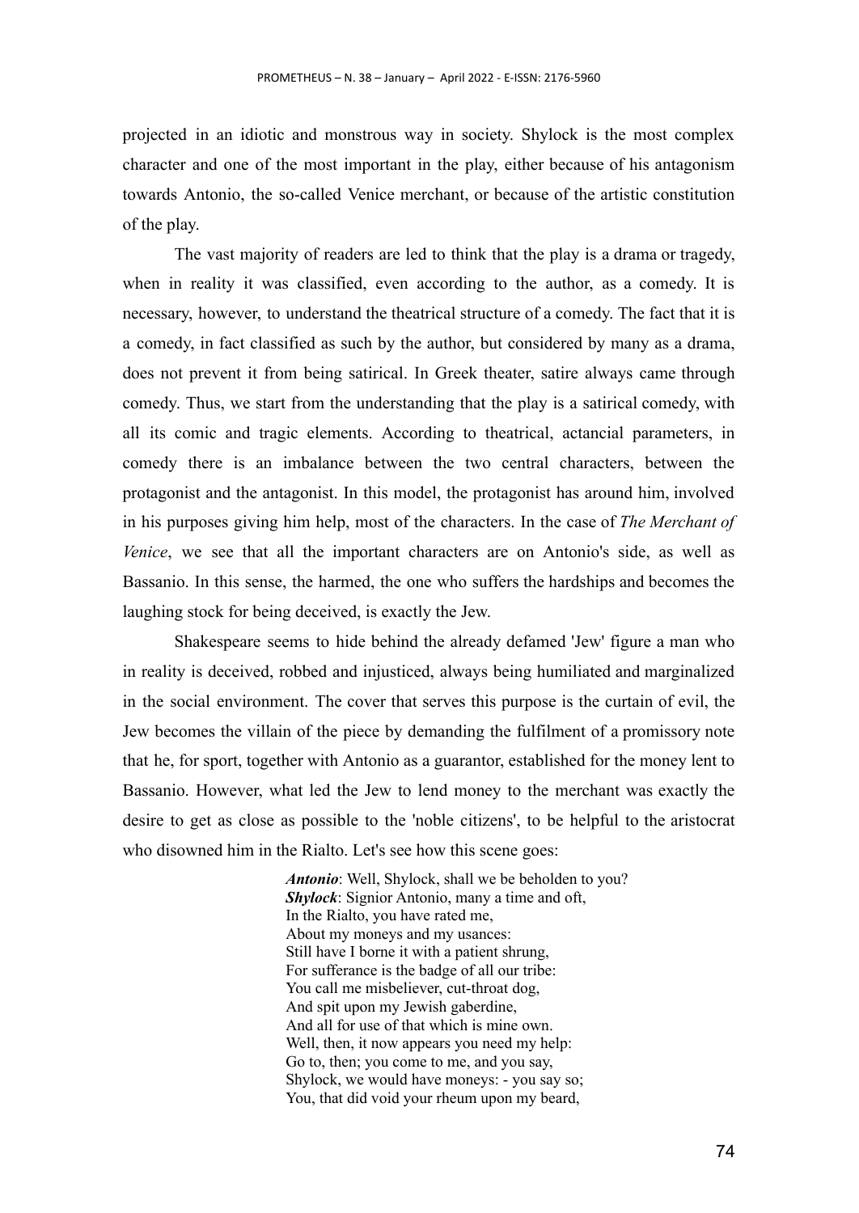projected in an idiotic and monstrous way in society. Shylock is the most complex character and one of the most important in the play, either because of his antagonism towards Antonio, the so-called Venice merchant, or because of the artistic constitution of the play.

The vast majority of readers are led to think that the play is a drama or tragedy, when in reality it was classified, even according to the author, as a comedy. It is necessary, however, to understand the theatrical structure of a comedy. The fact that it is a comedy, in fact classified as such by the author, but considered by many as a drama, does not prevent it from being satirical. In Greek theater, satire always came through comedy. Thus, we start from the understanding that the play is a satirical comedy, with all its comic and tragic elements. According to theatrical, actancial parameters, in comedy there is an imbalance between the two central characters, between the protagonist and the antagonist. In this model, the protagonist has around him, involved in his purposes giving him help, most of the characters. In the case of *The Merchant of Venice*, we see that all the important characters are on Antonio's side, as well as Bassanio. In this sense, the harmed, the one who suffers the hardships and becomes the laughing stock for being deceived, is exactly the Jew.

Shakespeare seems to hide behind the already defamed 'Jew' figure a man who in reality is deceived, robbed and injusticed, always being humiliated and marginalized in the social environment. The cover that serves this purpose is the curtain of evil, the Jew becomes the villain of the piece by demanding the fulfilment of a promissory note that he, for sport, together with Antonio as a guarantor, established for the money lent to Bassanio. However, what led the Jew to lend money to the merchant was exactly the desire to get as close as possible to the 'noble citizens', to be helpful to the aristocrat who disowned him in the Rialto. Let's see how this scene goes:

> ***Antonio***: Well, Shylock, shall we be beholden to you?
> ***Shylock***: Signior Antonio, many a time and oft,
> In the Rialto, you have rated me,
> About my moneys and my usances:
> Still have I borne it with a patient shrung,
> For sufferance is the badge of all our tribe:
> You call me misbeliever, cut-throat dog,
> And spit upon my Jewish gaberdine,
> And all for use of that which is mine own.
> Well, then, it now appears you need my help:
> Go to, then; you come to me, and you say,
> Shylock, we would have moneys: - you say so;
> You, that did void your rheum upon my beard,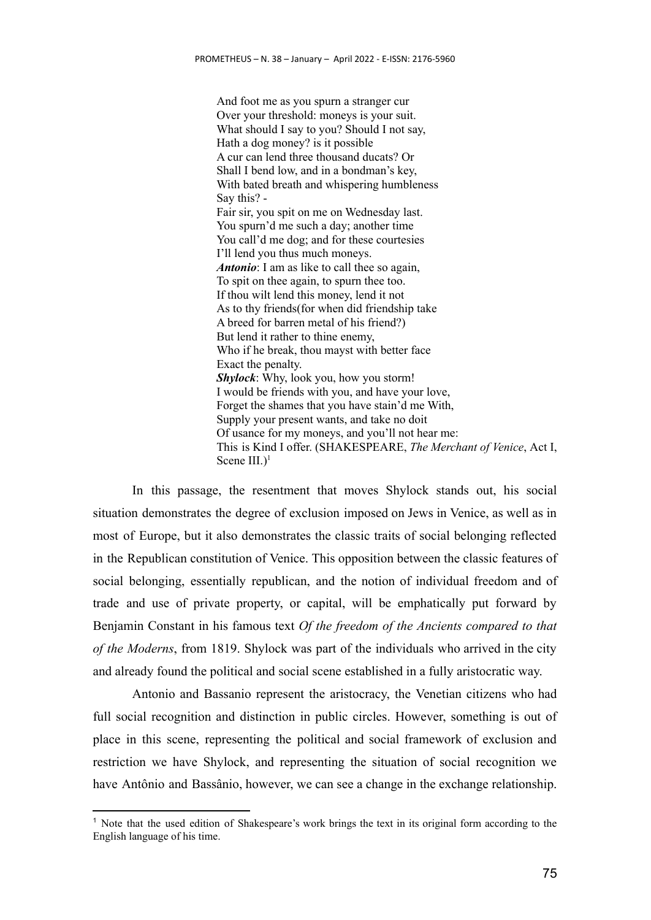> And foot me as you spurn a stranger cur
> Over your threshold: moneys is your suit.
> What should I say to you? Should I not say,
> Hath a dog money? is it possible
> A cur can lend three thousand ducats? Or
> Shall I bend low, and in a bondman's key,
> With bated breath and whispering humbleness
> Say this? -
> Fair sir, you spit on me on Wednesday last.
> You spurn'd me such a day; another time
> You call'd me dog; and for these courtesies
> I'll lend you thus much moneys.
> ***Antonio***: I am as like to call thee so again,
> To spit on thee again, to spurn thee too.
> If thou wilt lend this money, lend it not
> As to thy friends(for when did friendship take
> A breed for barren metal of his friend?)
> But lend it rather to thine enemy,
> Who if he break, thou mayst with better face
> Exact the penalty.
> ***Shylock***: Why, look you, how you storm!
> I would be friends with you, and have your love,
> Forget the shames that you have stain'd me With,
> Supply your present wants, and take no doit
> Of usance for my moneys, and you'll not hear me:
> This is Kind I offer. (SHAKESPEARE, *The Merchant of Venice*, Act I, Scene III.)[1]

In this passage, the resentment that moves Shylock stands out, his social situation demonstrates the degree of exclusion imposed on Jews in Venice, as well as in most of Europe, but it also demonstrates the classic traits of social belonging reflected in the Republican constitution of Venice. This opposition between the classic features of social belonging, essentially republican, and the notion of individual freedom and of trade and use of private property, or capital, will be emphatically put forward by Benjamin Constant in his famous text *Of the freedom of the Ancients compared to that of the Moderns*, from 1819. Shylock was part of the individuals who arrived in the city and already found the political and social scene established in a fully aristocratic way.

Antonio and Bassanio represent the aristocracy, the Venetian citizens who had full social recognition and distinction in public circles. However, something is out of place in this scene, representing the political and social framework of exclusion and restriction we have Shylock, and representing the situation of social recognition we have Antônio and Bassânio, however, we can see a change in the exchange relationship.

---

[1] Note that the used edition of Shakespeare's work brings the text in its original form according to the English language of his time.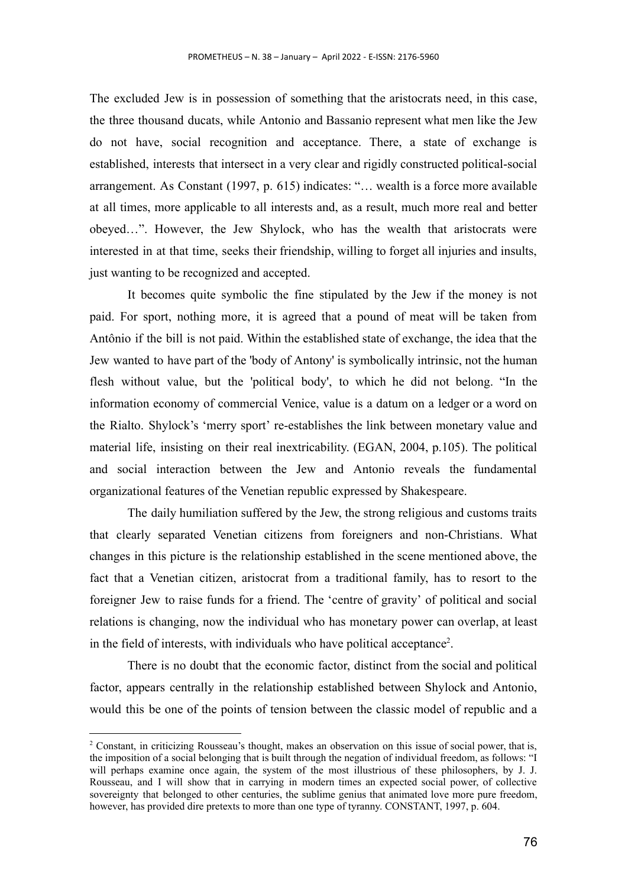The excluded Jew is in possession of something that the aristocrats need, in this case, the three thousand ducats, while Antonio and Bassanio represent what men like the Jew do not have, social recognition and acceptance. There, a state of exchange is established, interests that intersect in a very clear and rigidly constructed political-social arrangement. As Constant (1997, p. 615) indicates: "… wealth is a force more available at all times, more applicable to all interests and, as a result, much more real and better obeyed…". However, the Jew Shylock, who has the wealth that aristocrats were interested in at that time, seeks their friendship, willing to forget all injuries and insults, just wanting to be recognized and accepted.

It becomes quite symbolic the fine stipulated by the Jew if the money is not paid. For sport, nothing more, it is agreed that a pound of meat will be taken from Antônio if the bill is not paid. Within the established state of exchange, the idea that the Jew wanted to have part of the 'body of Antony' is symbolically intrinsic, not the human flesh without value, but the 'political body', to which he did not belong. "In the information economy of commercial Venice, value is a datum on a ledger or a word on the Rialto. Shylock's 'merry sport' re-establishes the link between monetary value and material life, insisting on their real inextricability. (EGAN, 2004, p.105). The political and social interaction between the Jew and Antonio reveals the fundamental organizational features of the Venetian republic expressed by Shakespeare.

The daily humiliation suffered by the Jew, the strong religious and customs traits that clearly separated Venetian citizens from foreigners and non-Christians. What changes in this picture is the relationship established in the scene mentioned above, the fact that a Venetian citizen, aristocrat from a traditional family, has to resort to the foreigner Jew to raise funds for a friend. The 'centre of gravity' of political and social relations is changing, now the individual who has monetary power can overlap, at least in the field of interests, with individuals who have political acceptance[2].

There is no doubt that the economic factor, distinct from the social and political factor, appears centrally in the relationship established between Shylock and Antonio, would this be one of the points of tension between the classic model of republic and a

[2] Constant, in criticizing Rousseau's thought, makes an observation on this issue of social power, that is, the imposition of a social belonging that is built through the negation of individual freedom, as follows: "I will perhaps examine once again, the system of the most illustrious of these philosophers, by J. J. Rousseau, and I will show that in carrying in modern times an expected social power, of collective sovereignty that belonged to other centuries, the sublime genius that animated love more pure freedom, however, has provided dire pretexts to more than one type of tyranny. CONSTANT, 1997, p. 604.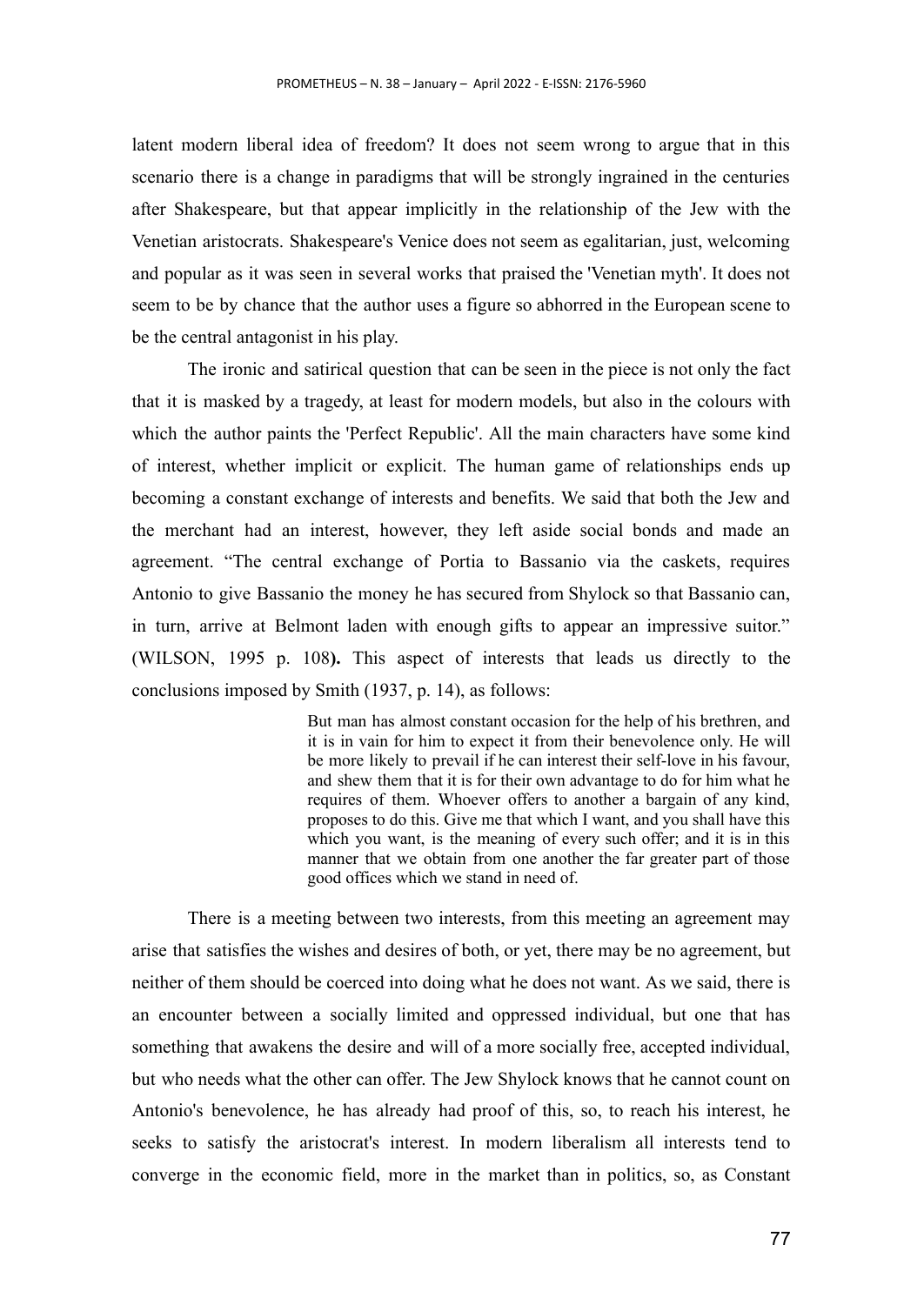latent modern liberal idea of freedom? It does not seem wrong to argue that in this scenario there is a change in paradigms that will be strongly ingrained in the centuries after Shakespeare, but that appear implicitly in the relationship of the Jew with the Venetian aristocrats. Shakespeare's Venice does not seem as egalitarian, just, welcoming and popular as it was seen in several works that praised the 'Venetian myth'. It does not seem to be by chance that the author uses a figure so abhorred in the European scene to be the central antagonist in his play.

The ironic and satirical question that can be seen in the piece is not only the fact that it is masked by a tragedy, at least for modern models, but also in the colours with which the author paints the 'Perfect Republic'. All the main characters have some kind of interest, whether implicit or explicit. The human game of relationships ends up becoming a constant exchange of interests and benefits. We said that both the Jew and the merchant had an interest, however, they left aside social bonds and made an agreement. "The central exchange of Portia to Bassanio via the caskets, requires Antonio to give Bassanio the money he has secured from Shylock so that Bassanio can, in turn, arrive at Belmont laden with enough gifts to appear an impressive suitor." (WILSON, 1995 p. 108**).** This aspect of interests that leads us directly to the conclusions imposed by Smith (1937, p. 14), as follows:

> But man has almost constant occasion for the help of his brethren, and it is in vain for him to expect it from their benevolence only. He will be more likely to prevail if he can interest their self-love in his favour, and shew them that it is for their own advantage to do for him what he requires of them. Whoever offers to another a bargain of any kind, proposes to do this. Give me that which I want, and you shall have this which you want, is the meaning of every such offer; and it is in this manner that we obtain from one another the far greater part of those good offices which we stand in need of.

There is a meeting between two interests, from this meeting an agreement may arise that satisfies the wishes and desires of both, or yet, there may be no agreement, but neither of them should be coerced into doing what he does not want. As we said, there is an encounter between a socially limited and oppressed individual, but one that has something that awakens the desire and will of a more socially free, accepted individual, but who needs what the other can offer. The Jew Shylock knows that he cannot count on Antonio's benevolence, he has already had proof of this, so, to reach his interest, he seeks to satisfy the aristocrat's interest. In modern liberalism all interests tend to converge in the economic field, more in the market than in politics, so, as Constant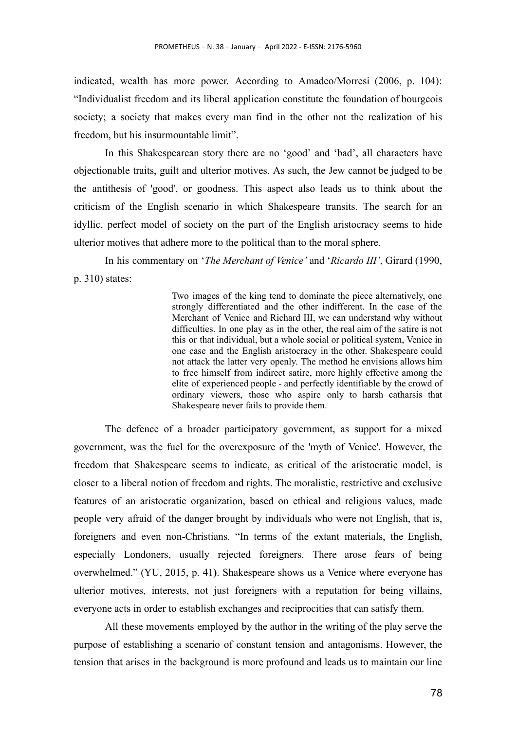indicated, wealth has more power. According to Amadeo/Morresi (2006, p. 104): "Individualist freedom and its liberal application constitute the foundation of bourgeois society; a society that makes every man find in the other not the realization of his freedom, but his insurmountable limit".

In this Shakespearean story there are no 'good' and 'bad', all characters have objectionable traits, guilt and ulterior motives. As such, the Jew cannot be judged to be the antithesis of 'good', or goodness. This aspect also leads us to think about the criticism of the English scenario in which Shakespeare transits. The search for an idyllic, perfect model of society on the part of the English aristocracy seems to hide ulterior motives that adhere more to the political than to the moral sphere.

In his commentary on '*The Merchant of Venice'* and '*Ricardo III'*, Girard (1990, p. 310) states:

> Two images of the king tend to dominate the piece alternatively, one strongly differentiated and the other indifferent. In the case of the Merchant of Venice and Richard III, we can understand why without difficulties. In one play as in the other, the real aim of the satire is not this or that individual, but a whole social or political system, Venice in one case and the English aristocracy in the other. Shakespeare could not attack the latter very openly. The method he envisions allows him to free himself from indirect satire, more highly effective among the elite of experienced people - and perfectly identifiable by the crowd of ordinary viewers, those who aspire only to harsh catharsis that Shakespeare never fails to provide them.

The defence of a broader participatory government, as support for a mixed government, was the fuel for the overexposure of the 'myth of Venice'. However, the freedom that Shakespeare seems to indicate, as critical of the aristocratic model, is closer to a liberal notion of freedom and rights. The moralistic, restrictive and exclusive features of an aristocratic organization, based on ethical and religious values, made people very afraid of the danger brought by individuals who were not English, that is, foreigners and even non-Christians. "In terms of the extant materials, the English, especially Londoners, usually rejected foreigners. There arose fears of being overwhelmed." (YU, 2015, p. 41**)**. Shakespeare shows us a Venice where everyone has ulterior motives, interests, not just foreigners with a reputation for being villains, everyone acts in order to establish exchanges and reciprocities that can satisfy them.

All these movements employed by the author in the writing of the play serve the purpose of establishing a scenario of constant tension and antagonisms. However, the tension that arises in the background is more profound and leads us to maintain our line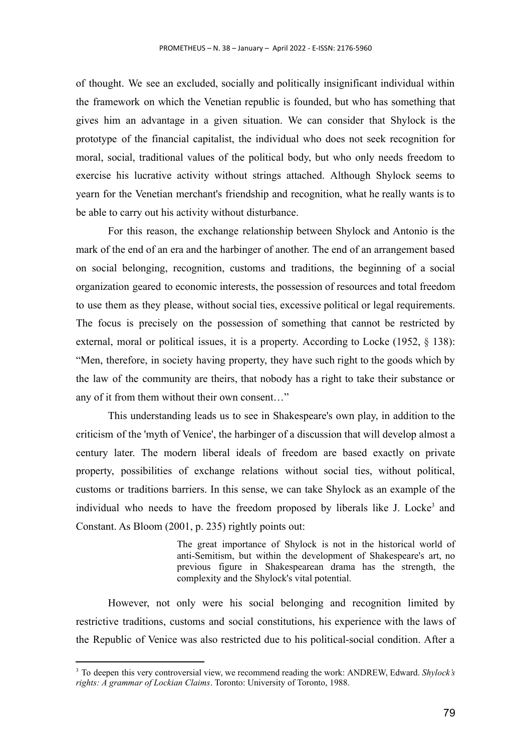of thought. We see an excluded, socially and politically insignificant individual within the framework on which the Venetian republic is founded, but who has something that gives him an advantage in a given situation. We can consider that Shylock is the prototype of the financial capitalist, the individual who does not seek recognition for moral, social, traditional values of the political body, but who only needs freedom to exercise his lucrative activity without strings attached. Although Shylock seems to yearn for the Venetian merchant's friendship and recognition, what he really wants is to be able to carry out his activity without disturbance.

For this reason, the exchange relationship between Shylock and Antonio is the mark of the end of an era and the harbinger of another. The end of an arrangement based on social belonging, recognition, customs and traditions, the beginning of a social organization geared to economic interests, the possession of resources and total freedom to use them as they please, without social ties, excessive political or legal requirements. The focus is precisely on the possession of something that cannot be restricted by external, moral or political issues, it is a property. According to Locke (1952, § 138): "Men, therefore, in society having property, they have such right to the goods which by the law of the community are theirs, that nobody has a right to take their substance or any of it from them without their own consent…"

This understanding leads us to see in Shakespeare's own play, in addition to the criticism of the 'myth of Venice', the harbinger of a discussion that will develop almost a century later. The modern liberal ideals of freedom are based exactly on private property, possibilities of exchange relations without social ties, without political, customs or traditions barriers. In this sense, we can take Shylock as an example of the individual who needs to have the freedom proposed by liberals like J. Locke[3] and Constant. As Bloom (2001, p. 235) rightly points out:

> The great importance of Shylock is not in the historical world of anti-Semitism, but within the development of Shakespeare's art, no previous figure in Shakespearean drama has the strength, the complexity and the Shylock's vital potential.

However, not only were his social belonging and recognition limited by restrictive traditions, customs and social constitutions, his experience with the laws of the Republic of Venice was also restricted due to his political-social condition. After a

---

[3] To deepen this very controversial view, we recommend reading the work: ANDREW, Edward. *Shylock's rights: A grammar of Lockian Claims*. Toronto: University of Toronto, 1988.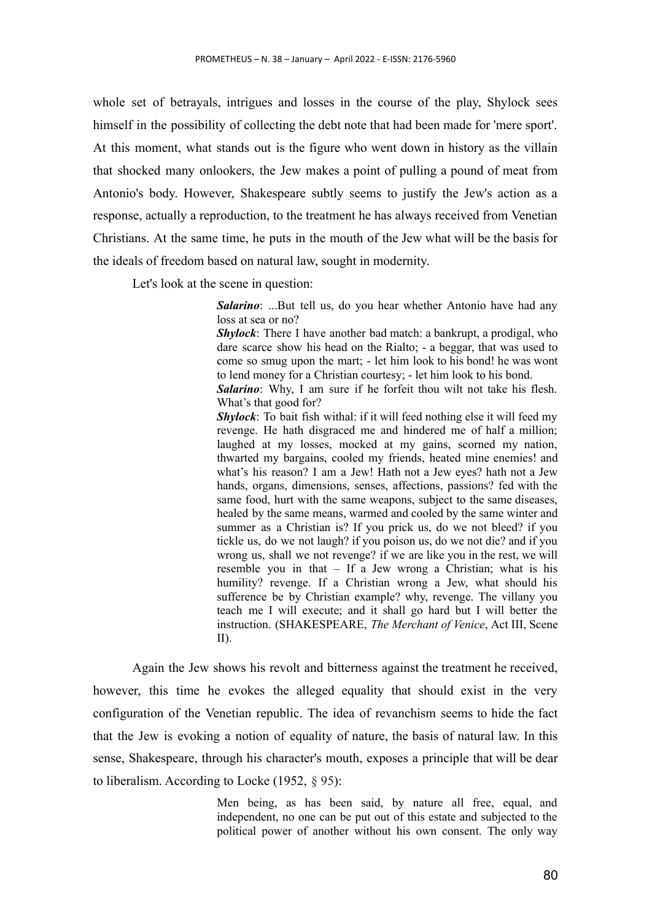whole set of betrayals, intrigues and losses in the course of the play, Shylock sees himself in the possibility of collecting the debt note that had been made for 'mere sport'. At this moment, what stands out is the figure who went down in history as the villain that shocked many onlookers, the Jew makes a point of pulling a pound of meat from Antonio's body. However, Shakespeare subtly seems to justify the Jew's action as a response, actually a reproduction, to the treatment he has always received from Venetian Christians. At the same time, he puts in the mouth of the Jew what will be the basis for the ideals of freedom based on natural law, sought in modernity.

Let's look at the scene in question:

> ***Salarino***: ...But tell us, do you hear whether Antonio have had any loss at sea or no?
> ***Shylock***: There I have another bad match: a bankrupt, a prodigal, who dare scarce show his head on the Rialto; - a beggar, that was used to come so smug upon the mart; - let him look to his bond! he was wont to lend money for a Christian courtesy; - let him look to his bond.
> ***Salarino***: Why, I am sure if he forfeit thou wilt not take his flesh. What's that good for?
> ***Shylock***: To bait fish withal: if it will feed nothing else it will feed my revenge. He hath disgraced me and hindered me of half a million; laughed at my losses, mocked at my gains, scorned my nation, thwarted my bargains, cooled my friends, heated mine enemies! and what's his reason? I am a Jew! Hath not a Jew eyes? hath not a Jew hands, organs, dimensions, senses, affections, passions? fed with the same food, hurt with the same weapons, subject to the same diseases, healed by the same means, warmed and cooled by the same winter and summer as a Christian is? If you prick us, do we not bleed? if you tickle us, do we not laugh? if you poison us, do we not die? and if you wrong us, shall we not revenge? if we are like you in the rest, we will resemble you in that – If a Jew wrong a Christian; what is his humility? revenge. If a Christian wrong a Jew, what should his sufference be by Christian example? why, revenge. The villany you teach me I will execute; and it shall go hard but I will better the instruction. (SHAKESPEARE, *The Merchant of Venice*, Act III, Scene II).

Again the Jew shows his revolt and bitterness against the treatment he received, however, this time he evokes the alleged equality that should exist in the very configuration of the Venetian republic. The idea of revanchism seems to hide the fact that the Jew is evoking a notion of equality of nature, the basis of natural law. In this sense, Shakespeare, through his character's mouth, exposes a principle that will be dear to liberalism. According to Locke (1952, § 95):

> Men being, as has been said, by nature all free, equal, and independent, no one can be put out of this estate and subjected to the political power of another without his own consent. The only way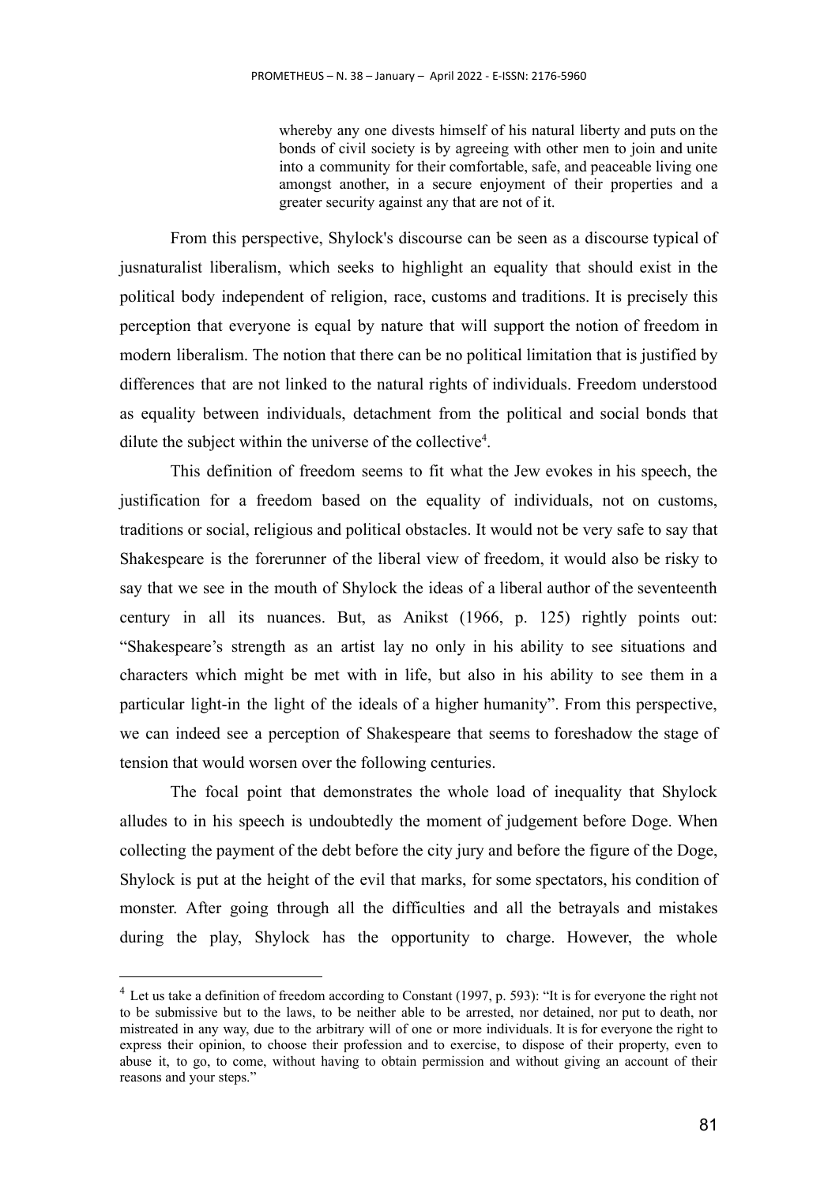> whereby any one divests himself of his natural liberty and puts on the bonds of civil society is by agreeing with other men to join and unite into a community for their comfortable, safe, and peaceable living one amongst another, in a secure enjoyment of their properties and a greater security against any that are not of it.

From this perspective, Shylock's discourse can be seen as a discourse typical of jusnaturalist liberalism, which seeks to highlight an equality that should exist in the political body independent of religion, race, customs and traditions. It is precisely this perception that everyone is equal by nature that will support the notion of freedom in modern liberalism. The notion that there can be no political limitation that is justified by differences that are not linked to the natural rights of individuals. Freedom understood as equality between individuals, detachment from the political and social bonds that dilute the subject within the universe of the collective[4].

This definition of freedom seems to fit what the Jew evokes in his speech, the justification for a freedom based on the equality of individuals, not on customs, traditions or social, religious and political obstacles. It would not be very safe to say that Shakespeare is the forerunner of the liberal view of freedom, it would also be risky to say that we see in the mouth of Shylock the ideas of a liberal author of the seventeenth century in all its nuances. But, as Anikst (1966, p. 125) rightly points out: "Shakespeare's strength as an artist lay no only in his ability to see situations and characters which might be met with in life, but also in his ability to see them in a particular light-in the light of the ideals of a higher humanity". From this perspective, we can indeed see a perception of Shakespeare that seems to foreshadow the stage of tension that would worsen over the following centuries.

The focal point that demonstrates the whole load of inequality that Shylock alludes to in his speech is undoubtedly the moment of judgement before Doge. When collecting the payment of the debt before the city jury and before the figure of the Doge, Shylock is put at the height of the evil that marks, for some spectators, his condition of monster. After going through all the difficulties and all the betrayals and mistakes during the play, Shylock has the opportunity to charge. However, the whole

---

[4] Let us take a definition of freedom according to Constant (1997, p. 593): "It is for everyone the right not to be submissive but to the laws, to be neither able to be arrested, nor detained, nor put to death, nor mistreated in any way, due to the arbitrary will of one or more individuals. It is for everyone the right to express their opinion, to choose their profession and to exercise, to dispose of their property, even to abuse it, to go, to come, without having to obtain permission and without giving an account of their reasons and your steps."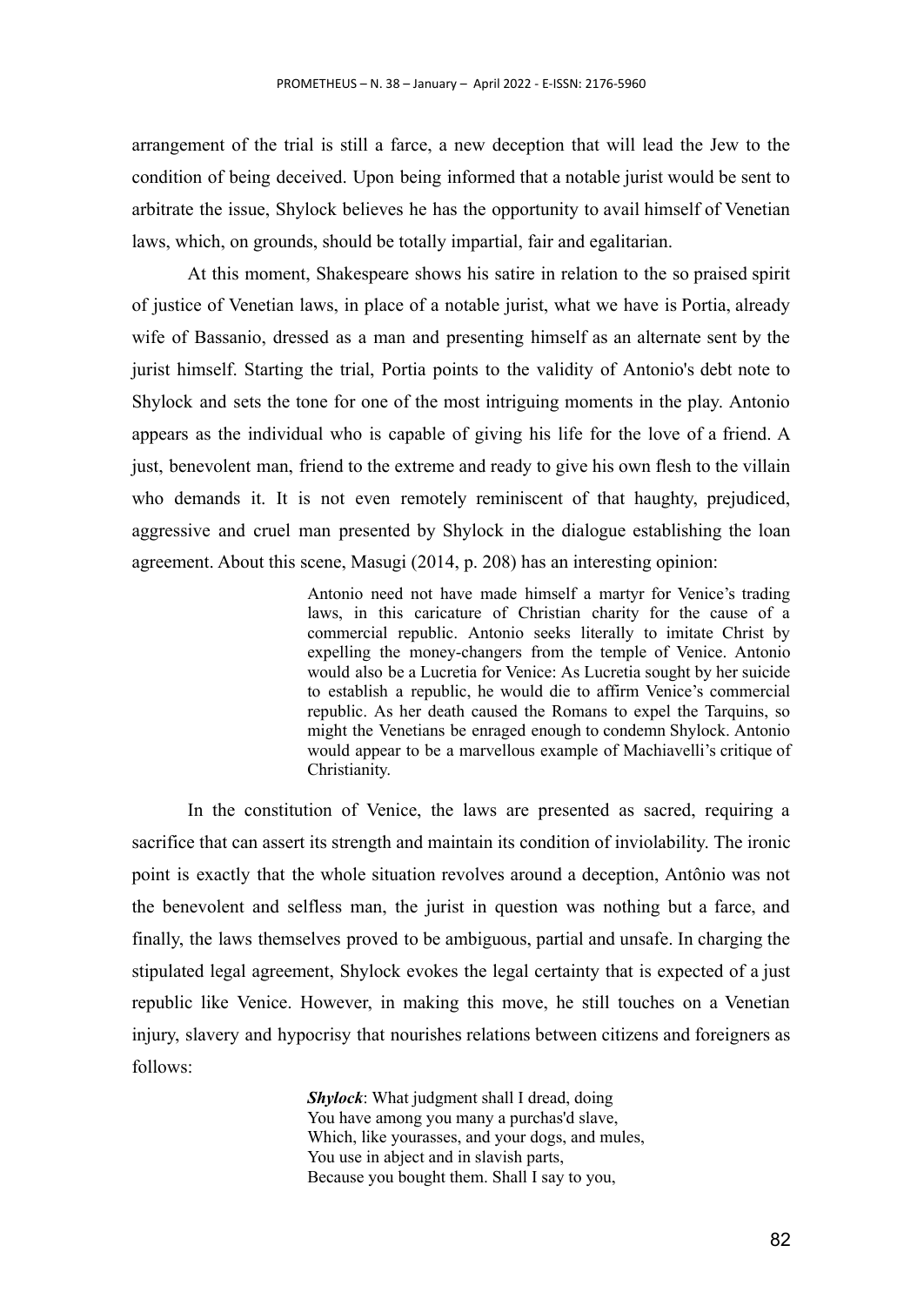arrangement of the trial is still a farce, a new deception that will lead the Jew to the condition of being deceived. Upon being informed that a notable jurist would be sent to arbitrate the issue, Shylock believes he has the opportunity to avail himself of Venetian laws, which, on grounds, should be totally impartial, fair and egalitarian.

At this moment, Shakespeare shows his satire in relation to the so praised spirit of justice of Venetian laws, in place of a notable jurist, what we have is Portia, already wife of Bassanio, dressed as a man and presenting himself as an alternate sent by the jurist himself. Starting the trial, Portia points to the validity of Antonio's debt note to Shylock and sets the tone for one of the most intriguing moments in the play. Antonio appears as the individual who is capable of giving his life for the love of a friend. A just, benevolent man, friend to the extreme and ready to give his own flesh to the villain who demands it. It is not even remotely reminiscent of that haughty, prejudiced, aggressive and cruel man presented by Shylock in the dialogue establishing the loan agreement. About this scene, Masugi (2014, p. 208) has an interesting opinion:

> Antonio need not have made himself a martyr for Venice's trading laws, in this caricature of Christian charity for the cause of a commercial republic. Antonio seeks literally to imitate Christ by expelling the money-changers from the temple of Venice. Antonio would also be a Lucretia for Venice: As Lucretia sought by her suicide to establish a republic, he would die to affirm Venice's commercial republic. As her death caused the Romans to expel the Tarquins, so might the Venetians be enraged enough to condemn Shylock. Antonio would appear to be a marvellous example of Machiavelli's critique of Christianity.

In the constitution of Venice, the laws are presented as sacred, requiring a sacrifice that can assert its strength and maintain its condition of inviolability. The ironic point is exactly that the whole situation revolves around a deception, Antônio was not the benevolent and selfless man, the jurist in question was nothing but a farce, and finally, the laws themselves proved to be ambiguous, partial and unsafe. In charging the stipulated legal agreement, Shylock evokes the legal certainty that is expected of a just republic like Venice. However, in making this move, he still touches on a Venetian injury, slavery and hypocrisy that nourishes relations between citizens and foreigners as follows:

> ***Shylock***: What judgment shall I dread, doing
> You have among you many a purchas'd slave,
> Which, like yourasses, and your dogs, and mules,
> You use in abject and in slavish parts,
> Because you bought them. Shall I say to you,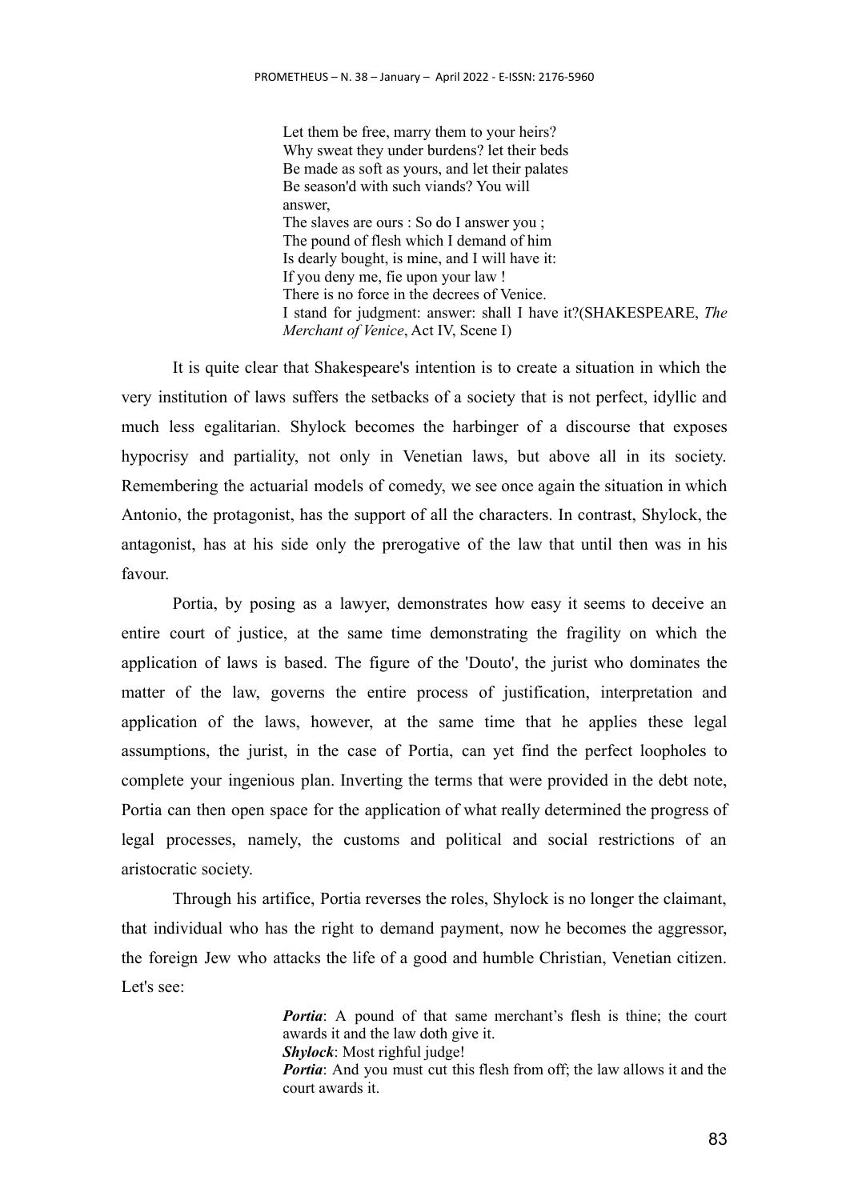> Let them be free, marry them to your heirs?
> Why sweat they under burdens? let their beds
> Be made as soft as yours, and let their palates
> Be season'd with such viands? You will answer,
> The slaves are ours : So do I answer you ;
> The pound of flesh which I demand of him
> Is dearly bought, is mine, and I will have it:
> If you deny me, fie upon your law !
> There is no force in the decrees of Venice.
> I stand for judgment: answer: shall I have it?(SHAKESPEARE, *The Merchant of Venice*, Act IV, Scene I)

It is quite clear that Shakespeare's intention is to create a situation in which the very institution of laws suffers the setbacks of a society that is not perfect, idyllic and much less egalitarian. Shylock becomes the harbinger of a discourse that exposes hypocrisy and partiality, not only in Venetian laws, but above all in its society. Remembering the actuarial models of comedy, we see once again the situation in which Antonio, the protagonist, has the support of all the characters. In contrast, Shylock, the antagonist, has at his side only the prerogative of the law that until then was in his favour.

Portia, by posing as a lawyer, demonstrates how easy it seems to deceive an entire court of justice, at the same time demonstrating the fragility on which the application of laws is based. The figure of the 'Douto', the jurist who dominates the matter of the law, governs the entire process of justification, interpretation and application of the laws, however, at the same time that he applies these legal assumptions, the jurist, in the case of Portia, can yet find the perfect loopholes to complete your ingenious plan. Inverting the terms that were provided in the debt note, Portia can then open space for the application of what really determined the progress of legal processes, namely, the customs and political and social restrictions of an aristocratic society.

Through his artifice, Portia reverses the roles, Shylock is no longer the claimant, that individual who has the right to demand payment, now he becomes the aggressor, the foreign Jew who attacks the life of a good and humble Christian, Venetian citizen. Let's see:

> ***Portia***: A pound of that same merchant's flesh is thine; the court awards it and the law doth give it.
> ***Shylock***: Most righful judge!
> ***Portia***: And you must cut this flesh from off; the law allows it and the court awards it.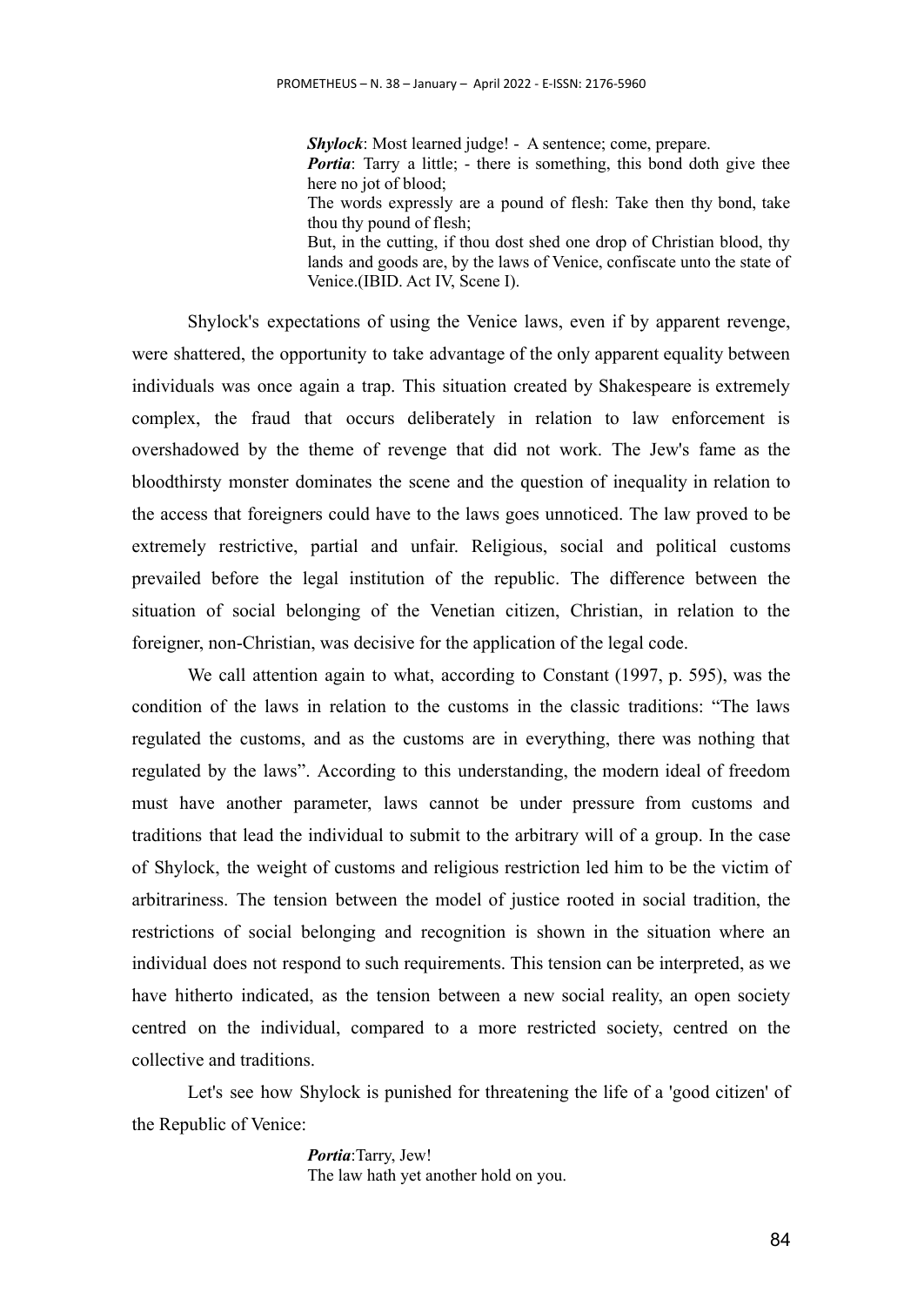> ***Shylock***: Most learned judge! - A sentence; come, prepare.
> ***Portia***: Tarry a little; - there is something, this bond doth give thee here no jot of blood;
> The words expressly are a pound of flesh: Take then thy bond, take thou thy pound of flesh;
> But, in the cutting, if thou dost shed one drop of Christian blood, thy lands and goods are, by the laws of Venice, confiscate unto the state of Venice.(IBID. Act IV, Scene I).

Shylock's expectations of using the Venice laws, even if by apparent revenge, were shattered, the opportunity to take advantage of the only apparent equality between individuals was once again a trap. This situation created by Shakespeare is extremely complex, the fraud that occurs deliberately in relation to law enforcement is overshadowed by the theme of revenge that did not work. The Jew's fame as the bloodthirsty monster dominates the scene and the question of inequality in relation to the access that foreigners could have to the laws goes unnoticed. The law proved to be extremely restrictive, partial and unfair. Religious, social and political customs prevailed before the legal institution of the republic. The difference between the situation of social belonging of the Venetian citizen, Christian, in relation to the foreigner, non-Christian, was decisive for the application of the legal code.

We call attention again to what, according to Constant (1997, p. 595), was the condition of the laws in relation to the customs in the classic traditions: "The laws regulated the customs, and as the customs are in everything, there was nothing that regulated by the laws". According to this understanding, the modern ideal of freedom must have another parameter, laws cannot be under pressure from customs and traditions that lead the individual to submit to the arbitrary will of a group. In the case of Shylock, the weight of customs and religious restriction led him to be the victim of arbitrariness. The tension between the model of justice rooted in social tradition, the restrictions of social belonging and recognition is shown in the situation where an individual does not respond to such requirements. This tension can be interpreted, as we have hitherto indicated, as the tension between a new social reality, an open society centred on the individual, compared to a more restricted society, centred on the collective and traditions.

Let's see how Shylock is punished for threatening the life of a 'good citizen' of the Republic of Venice:

> ***Portia***:Tarry, Jew!
> The law hath yet another hold on you.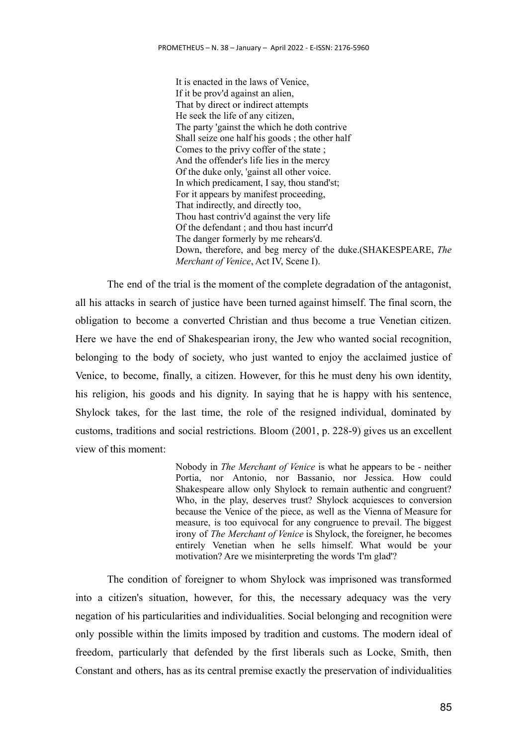> It is enacted in the laws of Venice,
> If it be prov'd against an alien,
> That by direct or indirect attempts
> He seek the life of any citizen,
> The party 'gainst the which he doth contrive
> Shall seize one half his goods ; the other half
> Comes to the privy coffer of the state ;
> And the offender's life lies in the mercy
> Of the duke only, 'gainst all other voice.
> In which predicament, I say, thou stand'st;
> For it appears by manifest proceeding,
> That indirectly, and directly too,
> Thou hast contriv'd against the very life
> Of the defendant ; and thou hast incurr'd
> The danger formerly by me rehears'd.
> Down, therefore, and beg mercy of the duke.(SHAKESPEARE, *The Merchant of Venice*, Act IV, Scene I).

The end of the trial is the moment of the complete degradation of the antagonist, all his attacks in search of justice have been turned against himself. The final scorn, the obligation to become a converted Christian and thus become a true Venetian citizen. Here we have the end of Shakespearian irony, the Jew who wanted social recognition, belonging to the body of society, who just wanted to enjoy the acclaimed justice of Venice, to become, finally, a citizen. However, for this he must deny his own identity, his religion, his goods and his dignity. In saying that he is happy with his sentence, Shylock takes, for the last time, the role of the resigned individual, dominated by customs, traditions and social restrictions. Bloom (2001, p. 228-9) gives us an excellent view of this moment:

> Nobody in *The Merchant of Venice* is what he appears to be - neither Portia, nor Antonio, nor Bassanio, nor Jessica. How could Shakespeare allow only Shylock to remain authentic and congruent? Who, in the play, deserves trust? Shylock acquiesces to conversion because the Venice of the piece, as well as the Vienna of Measure for measure, is too equivocal for any congruence to prevail. The biggest irony of *The Merchant of Venice* is Shylock, the foreigner, he becomes entirely Venetian when he sells himself. What would be your motivation? Are we misinterpreting the words 'I'm glad'?

The condition of foreigner to whom Shylock was imprisoned was transformed into a citizen's situation, however, for this, the necessary adequacy was the very negation of his particularities and individualities. Social belonging and recognition were only possible within the limits imposed by tradition and customs. The modern ideal of freedom, particularly that defended by the first liberals such as Locke, Smith, then Constant and others, has as its central premise exactly the preservation of individualities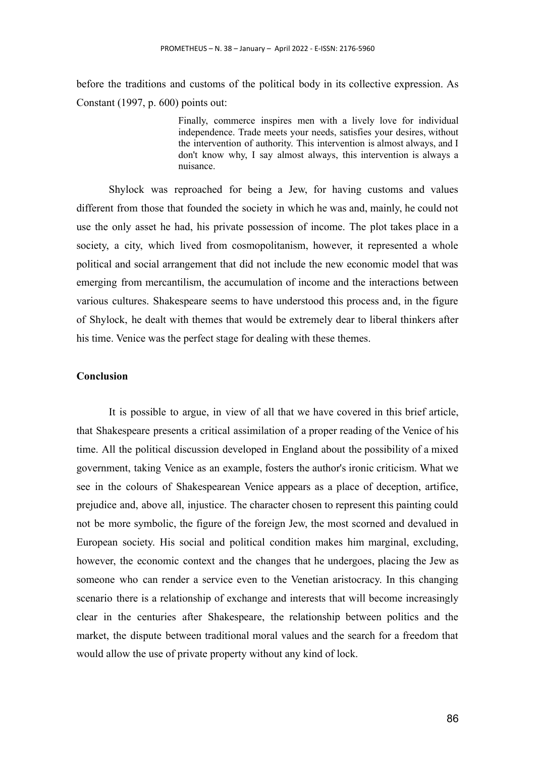before the traditions and customs of the political body in its collective expression. As Constant (1997, p. 600) points out:

> Finally, commerce inspires men with a lively love for individual independence. Trade meets your needs, satisfies your desires, without the intervention of authority. This intervention is almost always, and I don't know why, I say almost always, this intervention is always a nuisance.

Shylock was reproached for being a Jew, for having customs and values different from those that founded the society in which he was and, mainly, he could not use the only asset he had, his private possession of income. The plot takes place in a society, a city, which lived from cosmopolitanism, however, it represented a whole political and social arrangement that did not include the new economic model that was emerging from mercantilism, the accumulation of income and the interactions between various cultures. Shakespeare seems to have understood this process and, in the figure of Shylock, he dealt with themes that would be extremely dear to liberal thinkers after his time. Venice was the perfect stage for dealing with these themes.

**Conclusion**

It is possible to argue, in view of all that we have covered in this brief article, that Shakespeare presents a critical assimilation of a proper reading of the Venice of his time. All the political discussion developed in England about the possibility of a mixed government, taking Venice as an example, fosters the author's ironic criticism. What we see in the colours of Shakespearean Venice appears as a place of deception, artifice, prejudice and, above all, injustice. The character chosen to represent this painting could not be more symbolic, the figure of the foreign Jew, the most scorned and devalued in European society. His social and political condition makes him marginal, excluding, however, the economic context and the changes that he undergoes, placing the Jew as someone who can render a service even to the Venetian aristocracy. In this changing scenario there is a relationship of exchange and interests that will become increasingly clear in the centuries after Shakespeare, the relationship between politics and the market, the dispute between traditional moral values and the search for a freedom that would allow the use of private property without any kind of lock.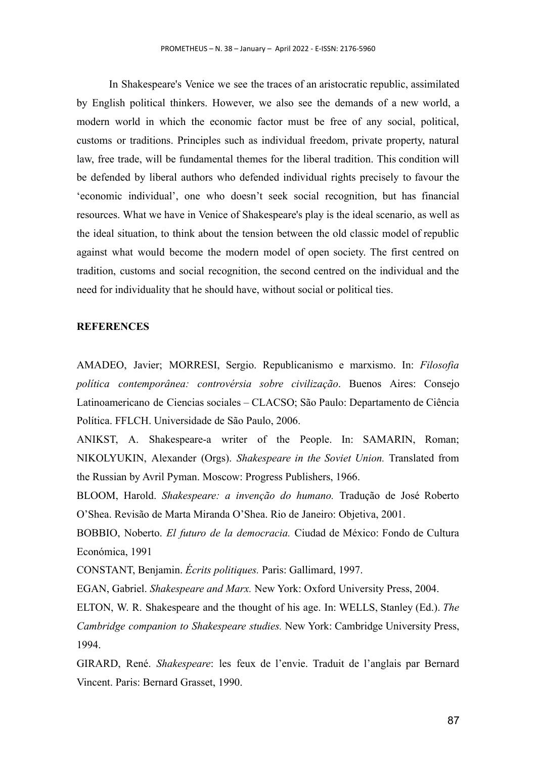In Shakespeare's Venice we see the traces of an aristocratic republic, assimilated by English political thinkers. However, we also see the demands of a new world, a modern world in which the economic factor must be free of any social, political, customs or traditions. Principles such as individual freedom, private property, natural law, free trade, will be fundamental themes for the liberal tradition. This condition will be defended by liberal authors who defended individual rights precisely to favour the 'economic individual', one who doesn't seek social recognition, but has financial resources. What we have in Venice of Shakespeare's play is the ideal scenario, as well as the ideal situation, to think about the tension between the old classic model of republic against what would become the modern model of open society. The first centred on tradition, customs and social recognition, the second centred on the individual and the need for individuality that he should have, without social or political ties.

## REFERENCES

AMADEO, Javier; MORRESI, Sergio. Republicanismo e marxismo. In: *Filosofia política contemporânea: controvérsia sobre civilização*. Buenos Aires: Consejo Latinoamericano de Ciencias sociales – CLACSO; São Paulo: Departamento de Ciência Política. FFLCH. Universidade de São Paulo, 2006.

ANIKST, A. Shakespeare-a writer of the People. In: SAMARIN, Roman; NIKOLYUKIN, Alexander (Orgs). *Shakespeare in the Soviet Union.* Translated from the Russian by Avril Pyman. Moscow: Progress Publishers, 1966.

BLOOM, Harold. *Shakespeare: a invenção do humano.* Tradução de José Roberto O'Shea. Revisão de Marta Miranda O'Shea. Rio de Janeiro: Objetiva, 2001.

BOBBIO, Noberto. *El futuro de la democracia.* Ciudad de México: Fondo de Cultura Económica, 1991

CONSTANT, Benjamin. *Écrits politiques.* Paris: Gallimard, 1997.

EGAN, Gabriel. *Shakespeare and Marx.* New York: Oxford University Press, 2004.

ELTON, W. R. Shakespeare and the thought of his age. In: WELLS, Stanley (Ed.). *The Cambridge companion to Shakespeare studies.* New York: Cambridge University Press, 1994.

GIRARD, René. *Shakespeare*: les feux de l'envie. Traduit de l'anglais par Bernard Vincent. Paris: Bernard Grasset, 1990.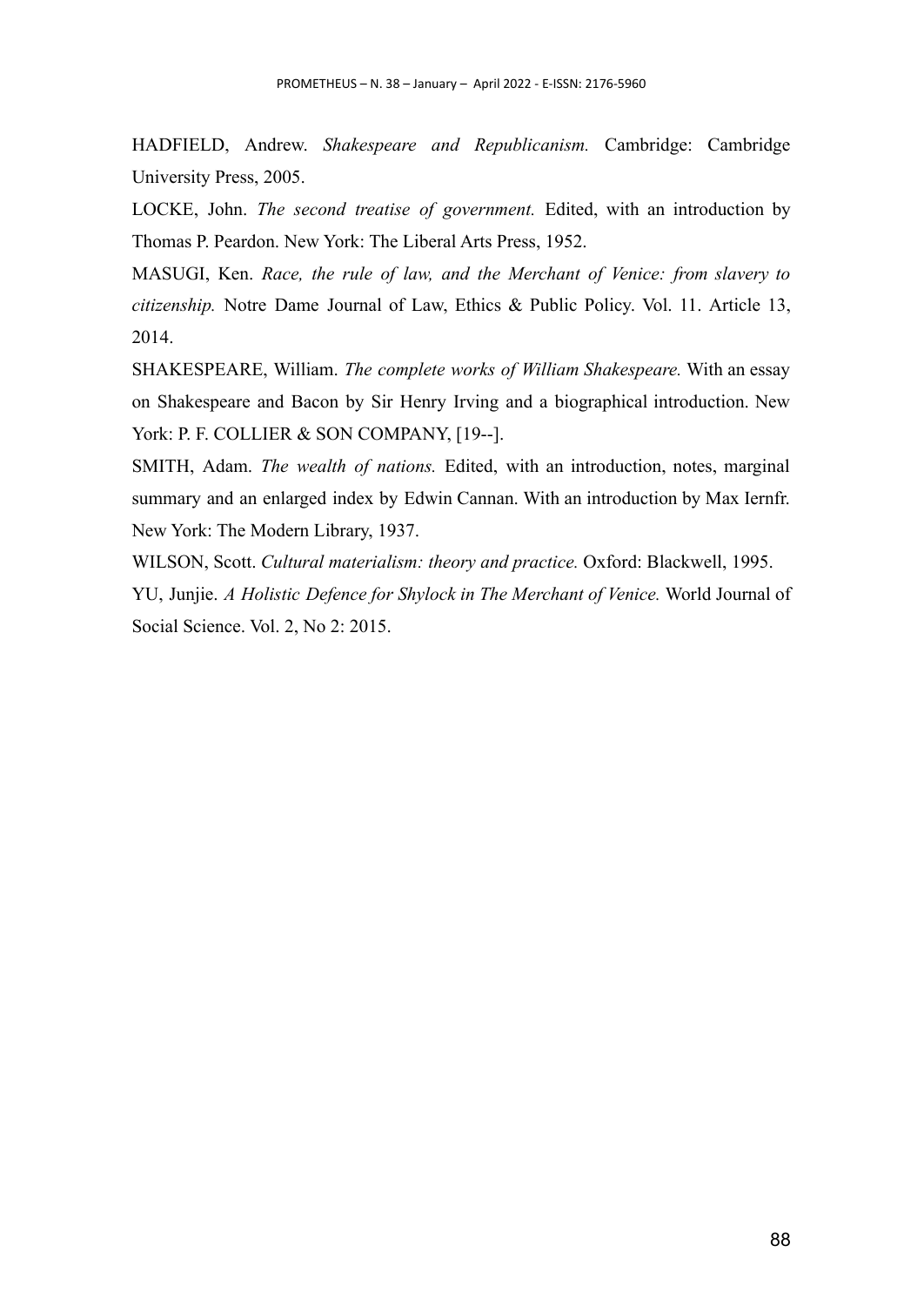HADFIELD, Andrew. *Shakespeare and Republicanism.* Cambridge: Cambridge University Press, 2005.

LOCKE, John. *The second treatise of government.* Edited, with an introduction by Thomas P. Peardon. New York: The Liberal Arts Press, 1952.

MASUGI, Ken. *Race, the rule of law, and the Merchant of Venice: from slavery to citizenship.* Notre Dame Journal of Law, Ethics & Public Policy. Vol. 11. Article 13, 2014.

SHAKESPEARE, William. *The complete works of William Shakespeare.* With an essay on Shakespeare and Bacon by Sir Henry Irving and a biographical introduction. New York: P. F. COLLIER & SON COMPANY, [19--].

SMITH, Adam. *The wealth of nations.* Edited, with an introduction, notes, marginal summary and an enlarged index by Edwin Cannan. With an introduction by Max Iernfr. New York: The Modern Library, 1937.

WILSON, Scott. *Cultural materialism: theory and practice.* Oxford: Blackwell, 1995.

YU, Junjie. *A Holistic Defence for Shylock in The Merchant of Venice.* World Journal of Social Science. Vol. 2, No 2: 2015.